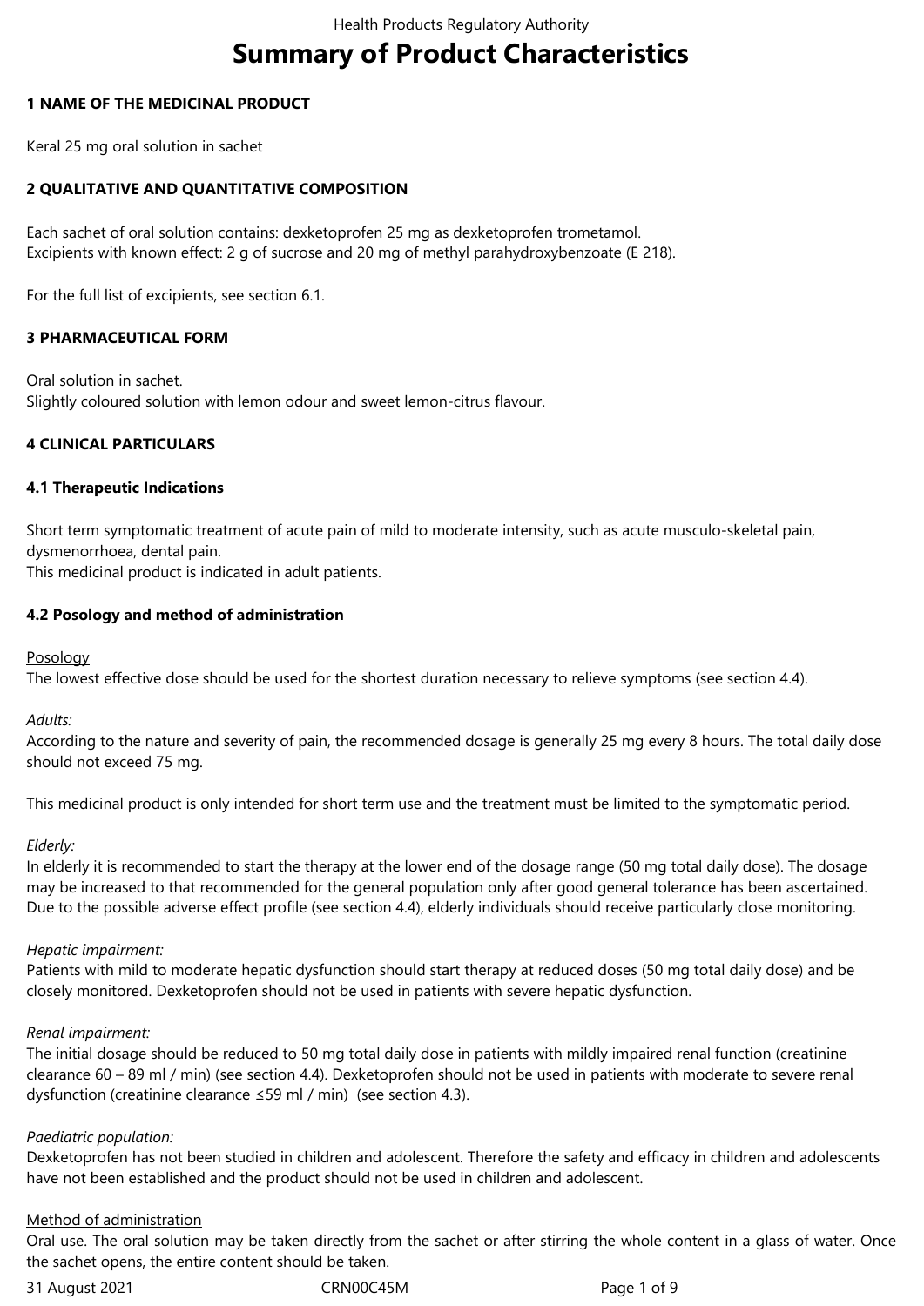# Summary of Product Characteristics

## 1 NAME OF THE MEDICINAL PRODUCT

Keral 25 mg oral solution in sachet

## 2 QUALITATIVE AND QUANTITATIVE COMPOSITION

Each sachet of oral solution contains: dexketoprofen 25 mg as dexketoprofen trometamol.
Excipients with known effect: 2 g of sucrose and 20 mg of methyl parahydroxybenzoate (E 218).

For the full list of excipients, see section 6.1.

## 3 PHARMACEUTICAL FORM

Oral solution in sachet.
Slightly coloured solution with lemon odour and sweet lemon-citrus flavour.

## 4 CLINICAL PARTICULARS

### 4.1 Therapeutic Indications

Short term symptomatic treatment of acute pain of mild to moderate intensity, such as acute musculo-skeletal pain, dysmenorrhoea, dental pain.
This medicinal product is indicated in adult patients.

### 4.2 Posology and method of administration

Posology
The lowest effective dose should be used for the shortest duration necessary to relieve symptoms (see section 4.4).

*Adults:*
According to the nature and severity of pain, the recommended dosage is generally 25 mg every 8 hours. The total daily dose should not exceed 75 mg.

This medicinal product is only intended for short term use and the treatment must be limited to the symptomatic period.

*Elderly:*
In elderly it is recommended to start the therapy at the lower end of the dosage range (50 mg total daily dose). The dosage may be increased to that recommended for the general population only after good general tolerance has been ascertained. Due to the possible adverse effect profile (see section 4.4), elderly individuals should receive particularly close monitoring.

*Hepatic impairment:*
Patients with mild to moderate hepatic dysfunction should start therapy at reduced doses (50 mg total daily dose) and be closely monitored. Dexketoprofen should not be used in patients with severe hepatic dysfunction.

*Renal impairment:*
The initial dosage should be reduced to 50 mg total daily dose in patients with mildly impaired renal function (creatinine clearance 60 – 89 ml / min) (see section 4.4). Dexketoprofen should not be used in patients with moderate to severe renal dysfunction (creatinine clearance ≤59 ml / min) (see section 4.3).

*Paediatric population:*
Dexketoprofen has not been studied in children and adolescent. Therefore the safety and efficacy in children and adolescents have not been established and the product should not be used in children and adolescent.

Method of administration
Oral use. The oral solution may be taken directly from the sachet or after stirring the whole content in a glass of water. Once the sachet opens, the entire content should be taken.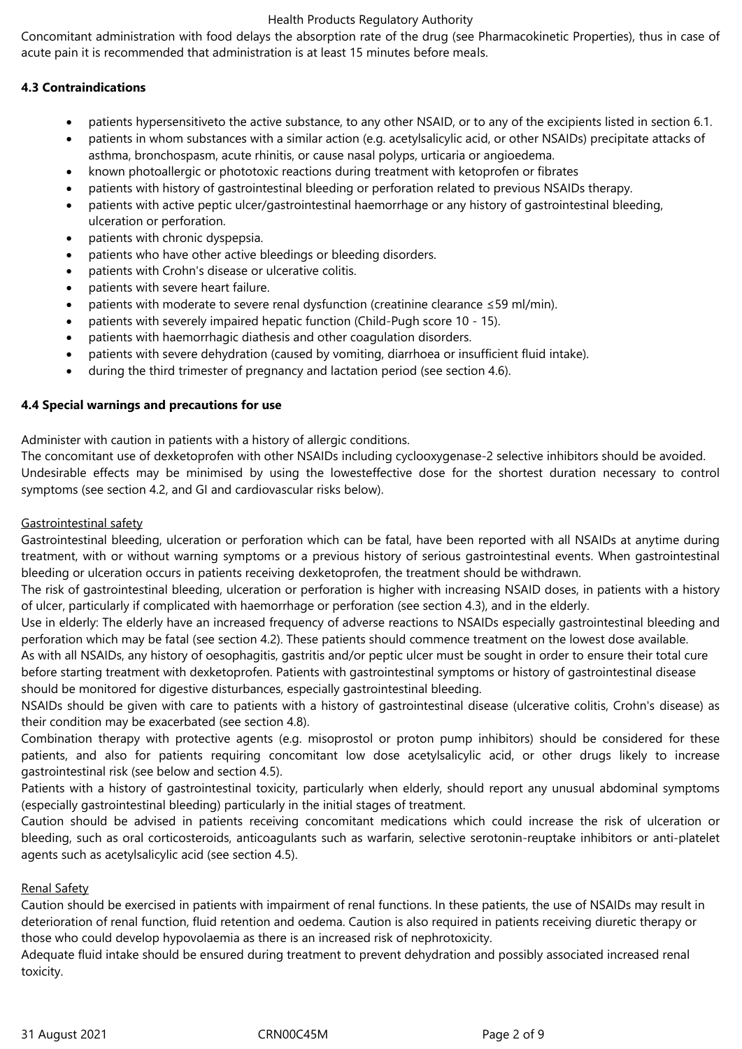Concomitant administration with food delays the absorption rate of the drug (see Pharmacokinetic Properties), thus in case of acute pain it is recommended that administration is at least 15 minutes before meals.

### 4.3 Contraindications

- patients hypersensitiveto the active substance, to any other NSAID, or to any of the excipients listed in section 6.1.
- patients in whom substances with a similar action (e.g. acetylsalicylic acid, or other NSAIDs) precipitate attacks of asthma, bronchospasm, acute rhinitis, or cause nasal polyps, urticaria or angioedema.
- known photoallergic or phototoxic reactions during treatment with ketoprofen or fibrates
- patients with history of gastrointestinal bleeding or perforation related to previous NSAIDs therapy.
- patients with active peptic ulcer/gastrointestinal haemorrhage or any history of gastrointestinal bleeding, ulceration or perforation.
- patients with chronic dyspepsia.
- patients who have other active bleedings or bleeding disorders.
- patients with Crohn's disease or ulcerative colitis.
- patients with severe heart failure.
- patients with moderate to severe renal dysfunction (creatinine clearance ≤59 ml/min).
- patients with severely impaired hepatic function (Child-Pugh score 10 - 15).
- patients with haemorrhagic diathesis and other coagulation disorders.
- patients with severe dehydration (caused by vomiting, diarrhoea or insufficient fluid intake).
- during the third trimester of pregnancy and lactation period (see section 4.6).

### 4.4 Special warnings and precautions for use

Administer with caution in patients with a history of allergic conditions.
The concomitant use of dexketoprofen with other NSAIDs including cyclooxygenase-2 selective inhibitors should be avoided.
Undesirable effects may be minimised by using the lowesteffective dose for the shortest duration necessary to control symptoms (see section 4.2, and GI and cardiovascular risks below).

Gastrointestinal safety
Gastrointestinal bleeding, ulceration or perforation which can be fatal, have been reported with all NSAIDs at anytime during treatment, with or without warning symptoms or a previous history of serious gastrointestinal events. When gastrointestinal bleeding or ulceration occurs in patients receiving dexketoprofen, the treatment should be withdrawn.
The risk of gastrointestinal bleeding, ulceration or perforation is higher with increasing NSAID doses, in patients with a history of ulcer, particularly if complicated with haemorrhage or perforation (see section 4.3), and in the elderly.
Use in elderly: The elderly have an increased frequency of adverse reactions to NSAIDs especially gastrointestinal bleeding and perforation which may be fatal (see section 4.2). These patients should commence treatment on the lowest dose available.
As with all NSAIDs, any history of oesophagitis, gastritis and/or peptic ulcer must be sought in order to ensure their total cure before starting treatment with dexketoprofen. Patients with gastrointestinal symptoms or history of gastrointestinal disease should be monitored for digestive disturbances, especially gastrointestinal bleeding.
NSAIDs should be given with care to patients with a history of gastrointestinal disease (ulcerative colitis, Crohn's disease) as their condition may be exacerbated (see section 4.8).
Combination therapy with protective agents (e.g. misoprostol or proton pump inhibitors) should be considered for these patients, and also for patients requiring concomitant low dose acetylsalicylic acid, or other drugs likely to increase gastrointestinal risk (see below and section 4.5).
Patients with a history of gastrointestinal toxicity, particularly when elderly, should report any unusual abdominal symptoms (especially gastrointestinal bleeding) particularly in the initial stages of treatment.
Caution should be advised in patients receiving concomitant medications which could increase the risk of ulceration or bleeding, such as oral corticosteroids, anticoagulants such as warfarin, selective serotonin-reuptake inhibitors or anti-platelet agents such as acetylsalicylic acid (see section 4.5).

Renal Safety
Caution should be exercised in patients with impairment of renal functions. In these patients, the use of NSAIDs may result in deterioration of renal function, fluid retention and oedema. Caution is also required in patients receiving diuretic therapy or those who could develop hypovolaemia as there is an increased risk of nephrotoxicity.
Adequate fluid intake should be ensured during treatment to prevent dehydration and possibly associated increased renal toxicity.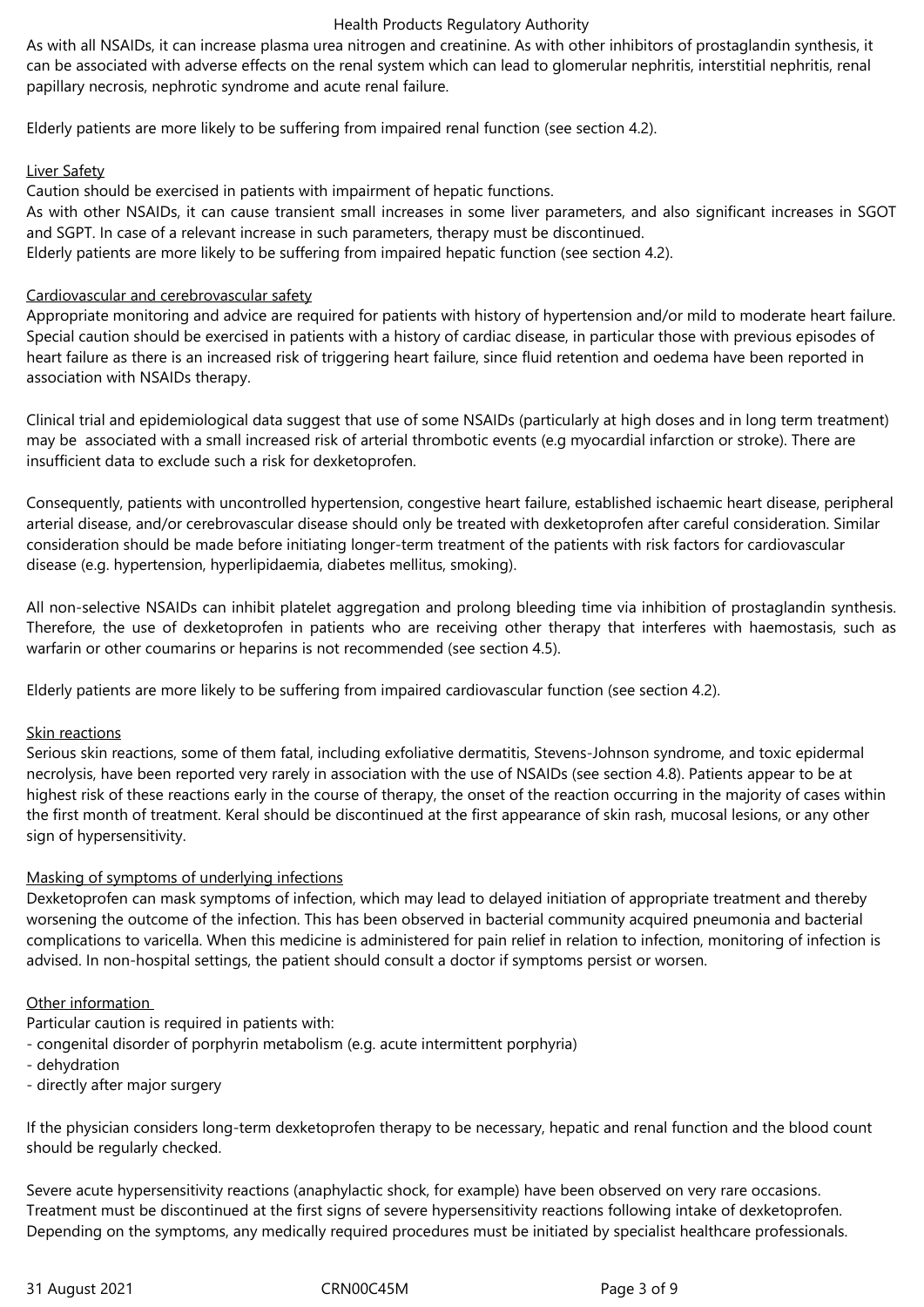As with all NSAIDs, it can increase plasma urea nitrogen and creatinine. As with other inhibitors of prostaglandin synthesis, it can be associated with adverse effects on the renal system which can lead to glomerular nephritis, interstitial nephritis, renal papillary necrosis, nephrotic syndrome and acute renal failure.

Elderly patients are more likely to be suffering from impaired renal function (see section 4.2).

Liver Safety

Caution should be exercised in patients with impairment of hepatic functions.
As with other NSAIDs, it can cause transient small increases in some liver parameters, and also significant increases in SGOT and SGPT. In case of a relevant increase in such parameters, therapy must be discontinued.
Elderly patients are more likely to be suffering from impaired hepatic function (see section 4.2).

Cardiovascular and cerebrovascular safety

Appropriate monitoring and advice are required for patients with history of hypertension and/or mild to moderate heart failure. Special caution should be exercised in patients with a history of cardiac disease, in particular those with previous episodes of heart failure as there is an increased risk of triggering heart failure, since fluid retention and oedema have been reported in association with NSAIDs therapy.

Clinical trial and epidemiological data suggest that use of some NSAIDs (particularly at high doses and in long term treatment) may be associated with a small increased risk of arterial thrombotic events (e.g myocardial infarction or stroke). There are insufficient data to exclude such a risk for dexketoprofen.

Consequently, patients with uncontrolled hypertension, congestive heart failure, established ischaemic heart disease, peripheral arterial disease, and/or cerebrovascular disease should only be treated with dexketoprofen after careful consideration. Similar consideration should be made before initiating longer-term treatment of the patients with risk factors for cardiovascular disease (e.g. hypertension, hyperlipidaemia, diabetes mellitus, smoking).

All non-selective NSAIDs can inhibit platelet aggregation and prolong bleeding time via inhibition of prostaglandin synthesis. Therefore, the use of dexketoprofen in patients who are receiving other therapy that interferes with haemostasis, such as warfarin or other coumarins or heparins is not recommended (see section 4.5).

Elderly patients are more likely to be suffering from impaired cardiovascular function (see section 4.2).

Skin reactions

Serious skin reactions, some of them fatal, including exfoliative dermatitis, Stevens-Johnson syndrome, and toxic epidermal necrolysis, have been reported very rarely in association with the use of NSAIDs (see section 4.8). Patients appear to be at highest risk of these reactions early in the course of therapy, the onset of the reaction occurring in the majority of cases within the first month of treatment. Keral should be discontinued at the first appearance of skin rash, mucosal lesions, or any other sign of hypersensitivity.

Masking of symptoms of underlying infections

Dexketoprofen can mask symptoms of infection, which may lead to delayed initiation of appropriate treatment and thereby worsening the outcome of the infection. This has been observed in bacterial community acquired pneumonia and bacterial complications to varicella. When this medicine is administered for pain relief in relation to infection, monitoring of infection is advised. In non-hospital settings, the patient should consult a doctor if symptoms persist or worsen.

Other information

Particular caution is required in patients with:
- congenital disorder of porphyrin metabolism (e.g. acute intermittent porphyria)
- dehydration
- directly after major surgery

If the physician considers long-term dexketoprofen therapy to be necessary, hepatic and renal function and the blood count should be regularly checked.

Severe acute hypersensitivity reactions (anaphylactic shock, for example) have been observed on very rare occasions. Treatment must be discontinued at the first signs of severe hypersensitivity reactions following intake of dexketoprofen. Depending on the symptoms, any medically required procedures must be initiated by specialist healthcare professionals.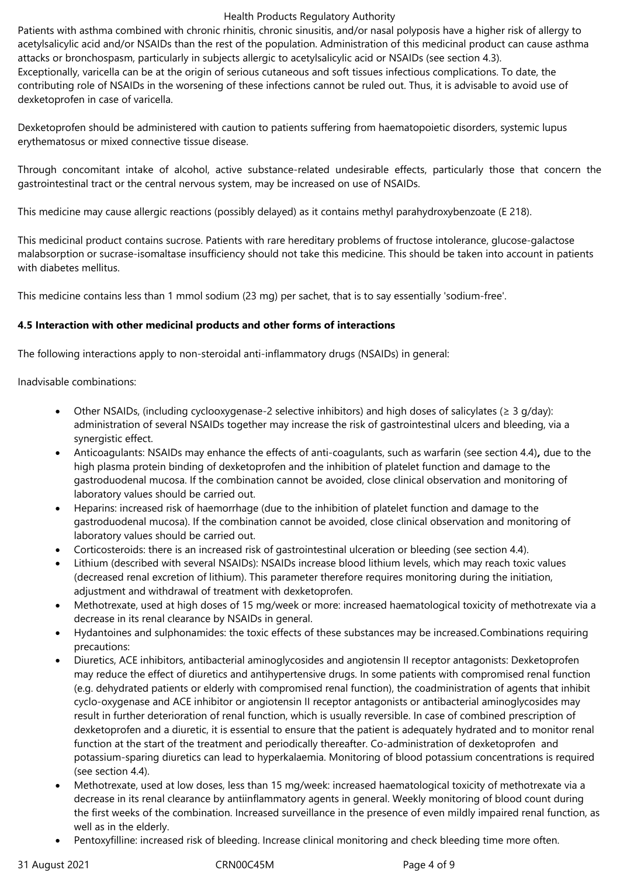Patients with asthma combined with chronic rhinitis, chronic sinusitis, and/or nasal polyposis have a higher risk of allergy to acetylsalicylic acid and/or NSAIDs than the rest of the population. Administration of this medicinal product can cause asthma attacks or bronchospasm, particularly in subjects allergic to acetylsalicylic acid or NSAIDs (see section 4.3).
Exceptionally, varicella can be at the origin of serious cutaneous and soft tissues infectious complications. To date, the contributing role of NSAIDs in the worsening of these infections cannot be ruled out. Thus, it is advisable to avoid use of dexketoprofen in case of varicella.

Dexketoprofen should be administered with caution to patients suffering from haematopoietic disorders, systemic lupus erythematosus or mixed connective tissue disease.

Through concomitant intake of alcohol, active substance-related undesirable effects, particularly those that concern the gastrointestinal tract or the central nervous system, may be increased on use of NSAIDs.

This medicine may cause allergic reactions (possibly delayed) as it contains methyl parahydroxybenzoate (E 218).

This medicinal product contains sucrose. Patients with rare hereditary problems of fructose intolerance, glucose-galactose malabsorption or sucrase-isomaltase insufficiency should not take this medicine. This should be taken into account in patients with diabetes mellitus.

This medicine contains less than 1 mmol sodium (23 mg) per sachet, that is to say essentially 'sodium-free'.

**4.5 Interaction with other medicinal products and other forms of interactions**

The following interactions apply to non-steroidal anti-inflammatory drugs (NSAIDs) in general:

Inadvisable combinations:

- Other NSAIDs, (including cyclooxygenase-2 selective inhibitors) and high doses of salicylates (≥ 3 g/day): administration of several NSAIDs together may increase the risk of gastrointestinal ulcers and bleeding, via a synergistic effect.
- Anticoagulants: NSAIDs may enhance the effects of anti-coagulants, such as warfarin (see section 4.4)**,** due to the high plasma protein binding of dexketoprofen and the inhibition of platelet function and damage to the gastroduodenal mucosa. If the combination cannot be avoided, close clinical observation and monitoring of laboratory values should be carried out.
- Heparins: increased risk of haemorrhage (due to the inhibition of platelet function and damage to the gastroduodenal mucosa). If the combination cannot be avoided, close clinical observation and monitoring of laboratory values should be carried out.
- Corticosteroids: there is an increased risk of gastrointestinal ulceration or bleeding (see section 4.4).
- Lithium (described with several NSAIDs): NSAIDs increase blood lithium levels, which may reach toxic values (decreased renal excretion of lithium). This parameter therefore requires monitoring during the initiation, adjustment and withdrawal of treatment with dexketoprofen.
- Methotrexate, used at high doses of 15 mg/week or more: increased haematological toxicity of methotrexate via a decrease in its renal clearance by NSAIDs in general.
- Hydantoines and sulphonamides: the toxic effects of these substances may be increased.Combinations requiring precautions:
- Diuretics, ACE inhibitors, antibacterial aminoglycosides and angiotensin II receptor antagonists: Dexketoprofen may reduce the effect of diuretics and antihypertensive drugs. In some patients with compromised renal function (e.g. dehydrated patients or elderly with compromised renal function), the coadministration of agents that inhibit cyclo-oxygenase and ACE inhibitor or angiotensin II receptor antagonists or antibacterial aminoglycosides may result in further deterioration of renal function, which is usually reversible. In case of combined prescription of dexketoprofen and a diuretic, it is essential to ensure that the patient is adequately hydrated and to monitor renal function at the start of the treatment and periodically thereafter. Co-administration of dexketoprofen and potassium-sparing diuretics can lead to hyperkalaemia. Monitoring of blood potassium concentrations is required (see section 4.4).
- Methotrexate, used at low doses, less than 15 mg/week: increased haematological toxicity of methotrexate via a decrease in its renal clearance by antiinflammatory agents in general. Weekly monitoring of blood count during the first weeks of the combination. Increased surveillance in the presence of even mildly impaired renal function, as well as in the elderly.
- Pentoxyfilline: increased risk of bleeding. Increase clinical monitoring and check bleeding time more often.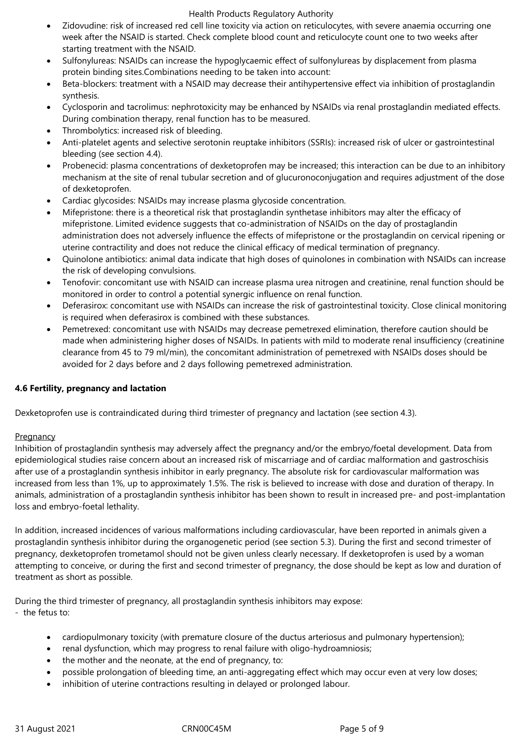- Zidovudine: risk of increased red cell line toxicity via action on reticulocytes, with severe anaemia occurring one week after the NSAID is started. Check complete blood count and reticulocyte count one to two weeks after starting treatment with the NSAID.
- Sulfonylureas: NSAIDs can increase the hypoglycaemic effect of sulfonylureas by displacement from plasma protein binding sites.Combinations needing to be taken into account:
- Beta-blockers: treatment with a NSAID may decrease their antihypertensive effect via inhibition of prostaglandin synthesis.
- Cyclosporin and tacrolimus: nephrotoxicity may be enhanced by NSAIDs via renal prostaglandin mediated effects. During combination therapy, renal function has to be measured.
- Thrombolytics: increased risk of bleeding.
- Anti-platelet agents and selective serotonin reuptake inhibitors (SSRIs): increased risk of ulcer or gastrointestinal bleeding (see section 4.4).
- Probenecid: plasma concentrations of dexketoprofen may be increased; this interaction can be due to an inhibitory mechanism at the site of renal tubular secretion and of glucuronoconjugation and requires adjustment of the dose of dexketoprofen.
- Cardiac glycosides: NSAIDs may increase plasma glycoside concentration.
- Mifepristone: there is a theoretical risk that prostaglandin synthetase inhibitors may alter the efficacy of mifepristone. Limited evidence suggests that co-administration of NSAIDs on the day of prostaglandin administration does not adversely influence the effects of mifepristone or the prostaglandin on cervical ripening or uterine contractility and does not reduce the clinical efficacy of medical termination of pregnancy.
- Quinolone antibiotics: animal data indicate that high doses of quinolones in combination with NSAIDs can increase the risk of developing convulsions.
- Tenofovir: concomitant use with NSAID can increase plasma urea nitrogen and creatinine, renal function should be monitored in order to control a potential synergic influence on renal function.
- Deferasirox: concomitant use with NSAIDs can increase the risk of gastrointestinal toxicity. Close clinical monitoring is required when deferasirox is combined with these substances.
- Pemetrexed: concomitant use with NSAIDs may decrease pemetrexed elimination, therefore caution should be made when administering higher doses of NSAIDs. In patients with mild to moderate renal insufficiency (creatinine clearance from 45 to 79 ml/min), the concomitant administration of pemetrexed with NSAIDs doses should be avoided for 2 days before and 2 days following pemetrexed administration.

**4.6 Fertility, pregnancy and lactation**

Dexketoprofen use is contraindicated during third trimester of pregnancy and lactation (see section 4.3).

Pregnancy

Inhibition of prostaglandin synthesis may adversely affect the pregnancy and/or the embryo/foetal development. Data from epidemiological studies raise concern about an increased risk of miscarriage and of cardiac malformation and gastroschisis after use of a prostaglandin synthesis inhibitor in early pregnancy. The absolute risk for cardiovascular malformation was increased from less than 1%, up to approximately 1.5%. The risk is believed to increase with dose and duration of therapy. In animals, administration of a prostaglandin synthesis inhibitor has been shown to result in increased pre- and post-implantation loss and embryo-foetal lethality.

In addition, increased incidences of various malformations including cardiovascular, have been reported in animals given a prostaglandin synthesis inhibitor during the organogenetic period (see section 5.3). During the first and second trimester of pregnancy, dexketoprofen trometamol should not be given unless clearly necessary. If dexketoprofen is used by a woman attempting to conceive, or during the first and second trimester of pregnancy, the dose should be kept as low and duration of treatment as short as possible.

During the third trimester of pregnancy, all prostaglandin synthesis inhibitors may expose:
- the fetus to:

- cardiopulmonary toxicity (with premature closure of the ductus arteriosus and pulmonary hypertension);
- renal dysfunction, which may progress to renal failure with oligo-hydroamniosis;
- the mother and the neonate, at the end of pregnancy, to:
- possible prolongation of bleeding time, an anti-aggregating effect which may occur even at very low doses;
- inhibition of uterine contractions resulting in delayed or prolonged labour.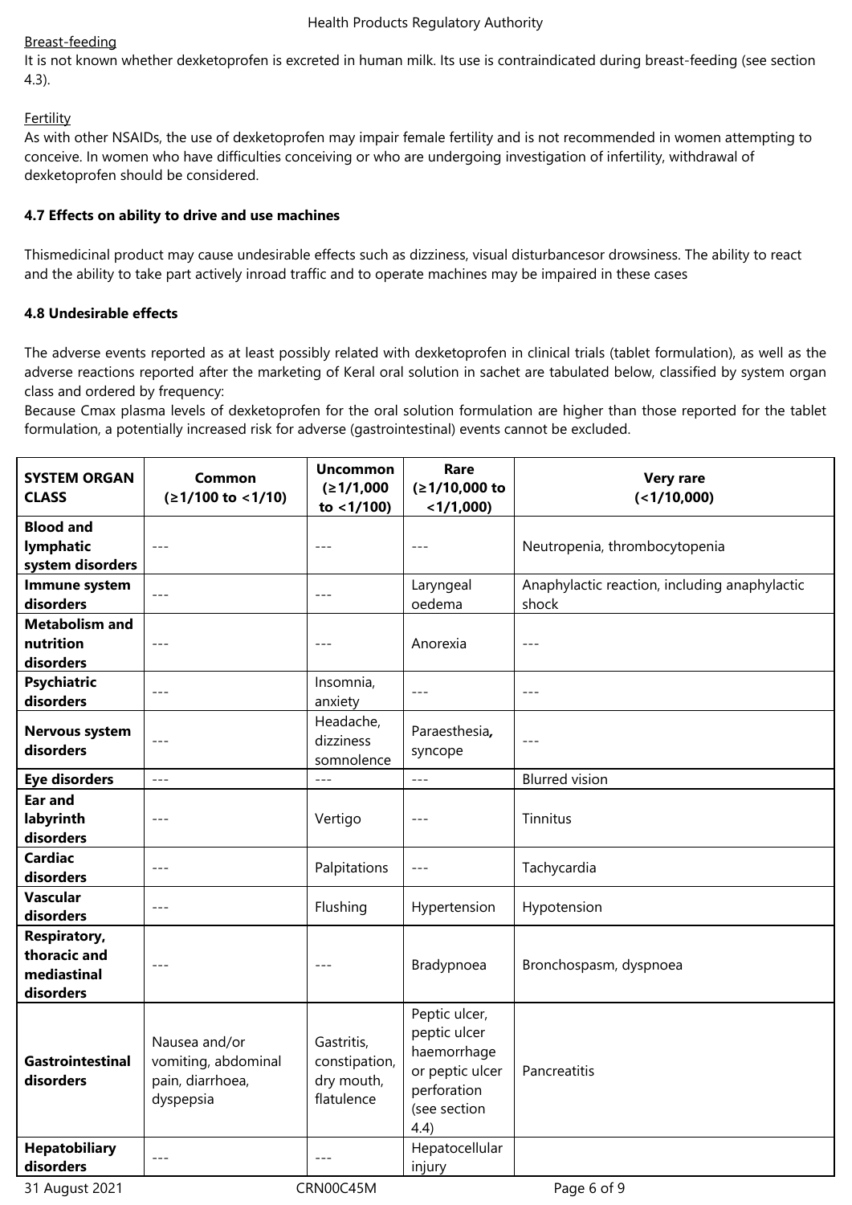Breast-feeding

It is not known whether dexketoprofen is excreted in human milk. Its use is contraindicated during breast-feeding (see section 4.3).

Fertility

As with other NSAIDs, the use of dexketoprofen may impair female fertility and is not recommended in women attempting to conceive. In women who have difficulties conceiving or who are undergoing investigation of infertility, withdrawal of dexketoprofen should be considered.

**4.7 Effects on ability to drive and use machines**

Thismedicinal product may cause undesirable effects such as dizziness, visual disturbancesor drowsiness. The ability to react and the ability to take part actively inroad traffic and to operate machines may be impaired in these cases

**4.8 Undesirable effects**

The adverse events reported as at least possibly related with dexketoprofen in clinical trials (tablet formulation), as well as the adverse reactions reported after the marketing of Keral oral solution in sachet are tabulated below, classified by system organ class and ordered by frequency:

Because Cmax plasma levels of dexketoprofen for the oral solution formulation are higher than those reported for the tablet formulation, a potentially increased risk for adverse (gastrointestinal) events cannot be excluded.

| SYSTEM ORGAN CLASS | Common (≥1/100 to <1/10) | Uncommon (≥1/1,000 to <1/100) | Rare (≥1/10,000 to <1/1,000) | Very rare (<1/10,000) |
|---|---|---|---|---|
| **Blood and lymphatic system disorders** | --- | --- | --- | Neutropenia, thrombocytopenia |
| **Immune system disorders** | --- | --- | Laryngeal oedema | Anaphylactic reaction, including anaphylactic shock |
| **Metabolism and nutrition disorders** | --- | --- | Anorexia | --- |
| **Psychiatric disorders** | --- | Insomnia, anxiety | --- | --- |
| **Nervous system disorders** | --- | Headache, dizziness somnolence | Paraesthesia**,** syncope | --- |
| **Eye disorders** | --- | --- | --- | Blurred vision |
| **Ear and labyrinth disorders** | --- | Vertigo | --- | Tinnitus |
| **Cardiac disorders** | --- | Palpitations | --- | Tachycardia |
| **Vascular disorders** | --- | Flushing | Hypertension | Hypotension |
| **Respiratory, thoracic and mediastinal disorders** | --- | --- | Bradypnoea | Bronchospasm, dyspnoea |
| **Gastrointestinal disorders** | Nausea and/or vomiting, abdominal pain, diarrhoea, dyspepsia | Gastritis, constipation, dry mouth, flatulence | Peptic ulcer, peptic ulcer haemorrhage or peptic ulcer perforation (see section 4.4) | Pancreatitis |
| **Hepatobiliary disorders** | --- | --- | Hepatocellular injury | |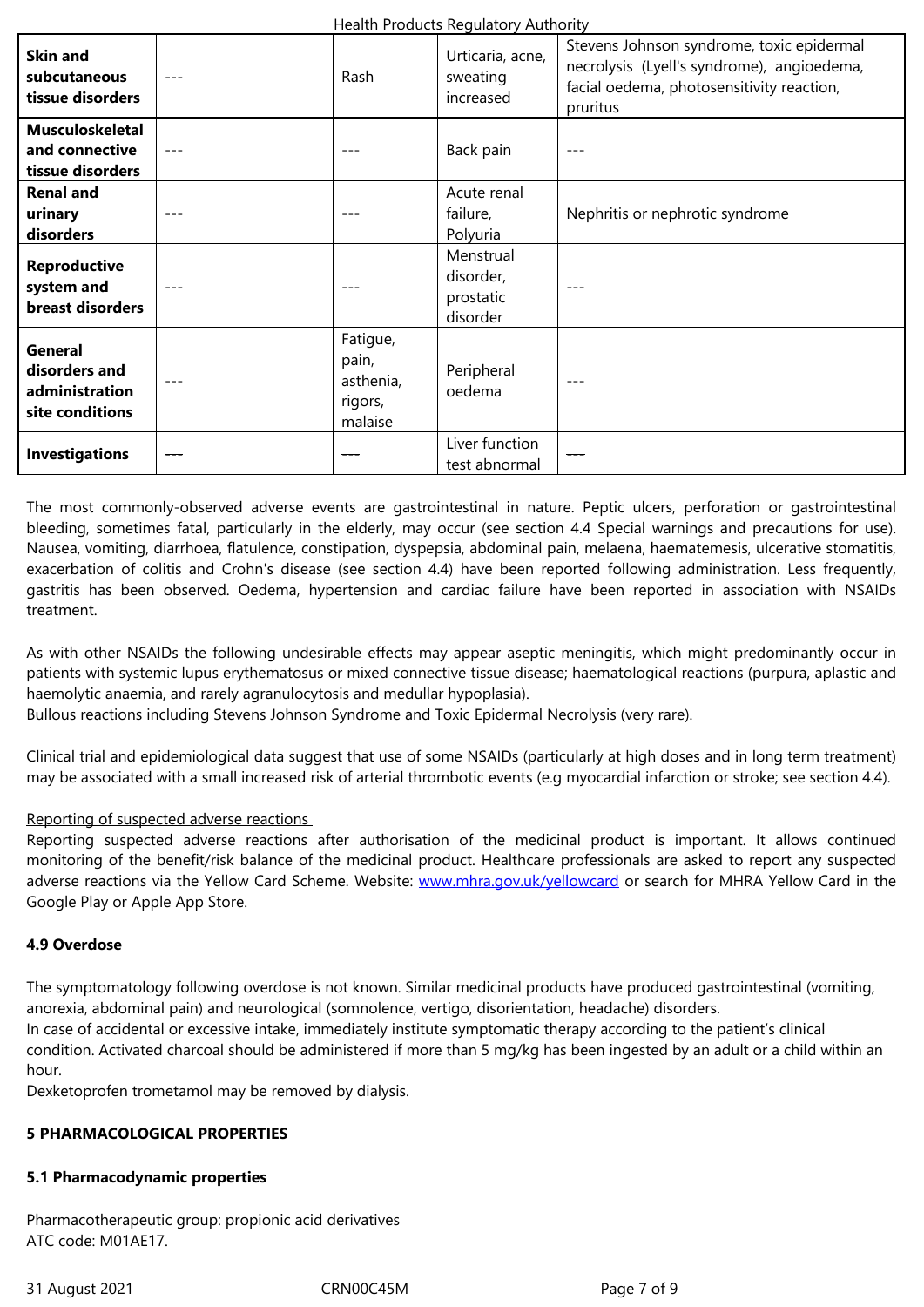| | | | | |
|---|---|---|---|---|
| **Skin and subcutaneous tissue disorders** | --- | Rash | Urticaria, acne, sweating increased | Stevens Johnson syndrome, toxic epidermal necrolysis (Lyell's syndrome), angioedema, facial oedema, photosensitivity reaction, pruritus |
| **Musculoskeletal and connective tissue disorders** | --- | --- | Back pain | --- |
| **Renal and urinary disorders** | --- | --- | Acute renal failure, Polyuria | Nephritis or nephrotic syndrome |
| **Reproductive system and breast disorders** | --- | --- | Menstrual disorder, prostatic disorder | --- |
| **General disorders and administration site conditions** | --- | Fatigue, pain, asthenia, rigors, malaise | Peripheral oedema | --- |
| **Investigations** | --- | --- | Liver function test abnormal | --- |

The most commonly-observed adverse events are gastrointestinal in nature. Peptic ulcers, perforation or gastrointestinal bleeding, sometimes fatal, particularly in the elderly, may occur (see section 4.4 Special warnings and precautions for use). Nausea, vomiting, diarrhoea, flatulence, constipation, dyspepsia, abdominal pain, melaena, haematemesis, ulcerative stomatitis, exacerbation of colitis and Crohn's disease (see section 4.4) have been reported following administration. Less frequently, gastritis has been observed. Oedema, hypertension and cardiac failure have been reported in association with NSAIDs treatment.

As with other NSAIDs the following undesirable effects may appear aseptic meningitis, which might predominantly occur in patients with systemic lupus erythematosus or mixed connective tissue disease; haematological reactions (purpura, aplastic and haemolytic anaemia, and rarely agranulocytosis and medullar hypoplasia).
Bullous reactions including Stevens Johnson Syndrome and Toxic Epidermal Necrolysis (very rare).

Clinical trial and epidemiological data suggest that use of some NSAIDs (particularly at high doses and in long term treatment) may be associated with a small increased risk of arterial thrombotic events (e.g myocardial infarction or stroke; see section 4.4).

Reporting of suspected adverse reactions
Reporting suspected adverse reactions after authorisation of the medicinal product is important. It allows continued monitoring of the benefit/risk balance of the medicinal product. Healthcare professionals are asked to report any suspected adverse reactions via the Yellow Card Scheme. Website: www.mhra.gov.uk/yellowcard or search for MHRA Yellow Card in the Google Play or Apple App Store.

**4.9 Overdose**

The symptomatology following overdose is not known. Similar medicinal products have produced gastrointestinal (vomiting, anorexia, abdominal pain) and neurological (somnolence, vertigo, disorientation, headache) disorders.
In case of accidental or excessive intake, immediately institute symptomatic therapy according to the patient's clinical condition. Activated charcoal should be administered if more than 5 mg/kg has been ingested by an adult or a child within an hour.
Dexketoprofen trometamol may be removed by dialysis.

**5 PHARMACOLOGICAL PROPERTIES**

**5.1 Pharmacodynamic properties**

Pharmacotherapeutic group: propionic acid derivatives
ATC code: M01AE17.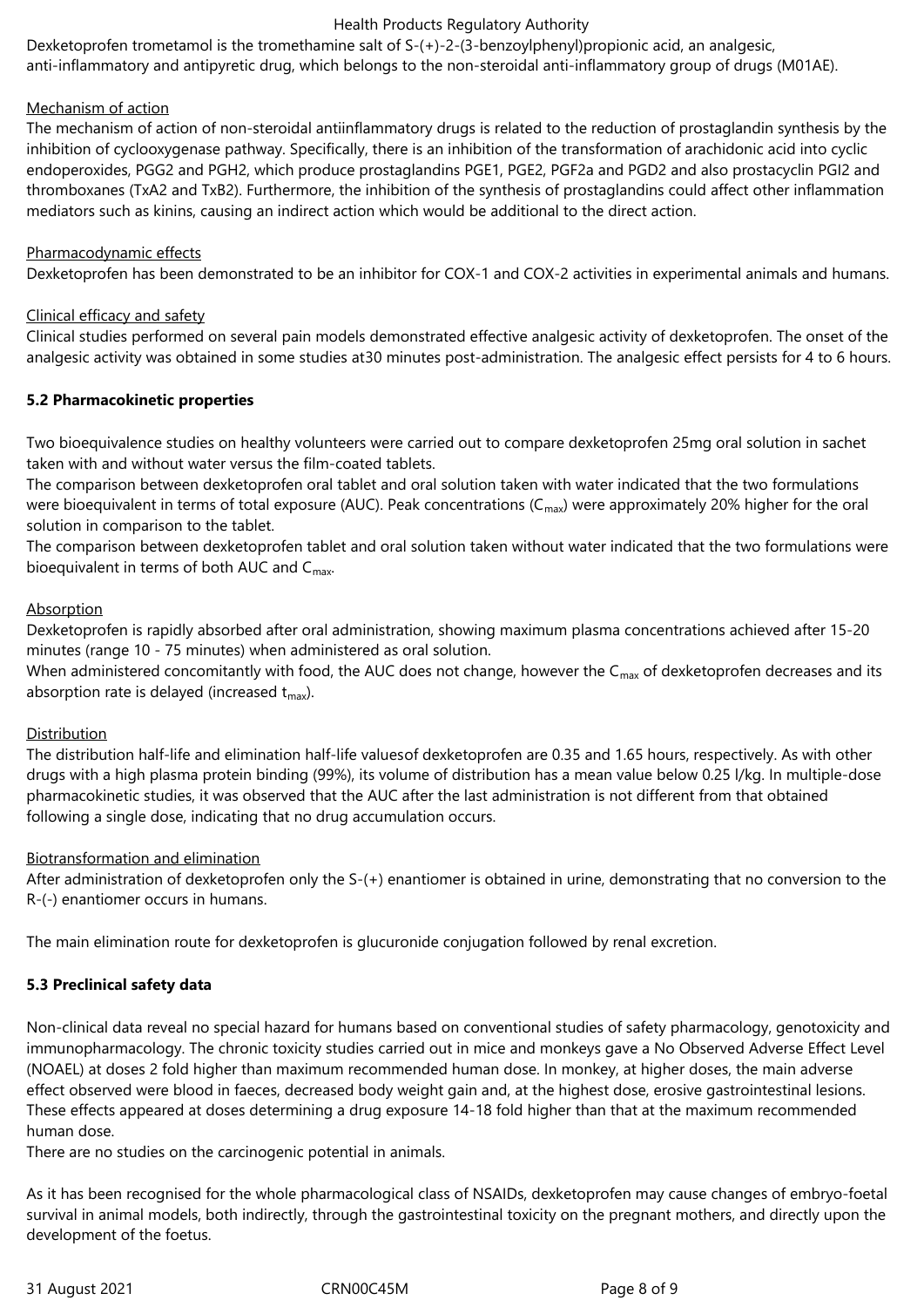Dexketoprofen trometamol is the tromethamine salt of S-(+)-2-(3-benzoylphenyl)propionic acid, an analgesic, anti-inflammatory and antipyretic drug, which belongs to the non-steroidal anti-inflammatory group of drugs (M01AE).

Mechanism of action

The mechanism of action of non-steroidal antiinflammatory drugs is related to the reduction of prostaglandin synthesis by the inhibition of cyclooxygenase pathway. Specifically, there is an inhibition of the transformation of arachidonic acid into cyclic endoperoxides, PGG2 and PGH2, which produce prostaglandins PGE1, PGE2, PGF2a and PGD2 and also prostacyclin PGI2 and thromboxanes (TxA2 and TxB2). Furthermore, the inhibition of the synthesis of prostaglandins could affect other inflammation mediators such as kinins, causing an indirect action which would be additional to the direct action.

Pharmacodynamic effects

Dexketoprofen has been demonstrated to be an inhibitor for COX-1 and COX-2 activities in experimental animals and humans.

Clinical efficacy and safety

Clinical studies performed on several pain models demonstrated effective analgesic activity of dexketoprofen. The onset of the analgesic activity was obtained in some studies at30 minutes post-administration. The analgesic effect persists for 4 to 6 hours.

**5.2 Pharmacokinetic properties**

Two bioequivalence studies on healthy volunteers were carried out to compare dexketoprofen 25mg oral solution in sachet taken with and without water versus the film-coated tablets.

The comparison between dexketoprofen oral tablet and oral solution taken with water indicated that the two formulations were bioequivalent in terms of total exposure (AUC). Peak concentrations ($C_{max}$) were approximately 20% higher for the oral solution in comparison to the tablet.

The comparison between dexketoprofen tablet and oral solution taken without water indicated that the two formulations were bioequivalent in terms of both AUC and $C_{max}$.

Absorption

Dexketoprofen is rapidly absorbed after oral administration, showing maximum plasma concentrations achieved after 15-20 minutes (range 10 - 75 minutes) when administered as oral solution.

When administered concomitantly with food, the AUC does not change, however the $C_{max}$ of dexketoprofen decreases and its absorption rate is delayed (increased $t_{max}$).

Distribution

The distribution half-life and elimination half-life valuesof dexketoprofen are 0.35 and 1.65 hours, respectively. As with other drugs with a high plasma protein binding (99%), its volume of distribution has a mean value below 0.25 l/kg. In multiple-dose pharmacokinetic studies, it was observed that the AUC after the last administration is not different from that obtained following a single dose, indicating that no drug accumulation occurs.

Biotransformation and elimination

After administration of dexketoprofen only the S-(+) enantiomer is obtained in urine, demonstrating that no conversion to the R-(-) enantiomer occurs in humans.

The main elimination route for dexketoprofen is glucuronide conjugation followed by renal excretion.

**5.3 Preclinical safety data**

Non-clinical data reveal no special hazard for humans based on conventional studies of safety pharmacology, genotoxicity and immunopharmacology. The chronic toxicity studies carried out in mice and monkeys gave a No Observed Adverse Effect Level (NOAEL) at doses 2 fold higher than maximum recommended human dose. In monkey, at higher doses, the main adverse effect observed were blood in faeces, decreased body weight gain and, at the highest dose, erosive gastrointestinal lesions. These effects appeared at doses determining a drug exposure 14-18 fold higher than that at the maximum recommended human dose.

There are no studies on the carcinogenic potential in animals.

As it has been recognised for the whole pharmacological class of NSAIDs, dexketoprofen may cause changes of embryo-foetal survival in animal models, both indirectly, through the gastrointestinal toxicity on the pregnant mothers, and directly upon the development of the foetus.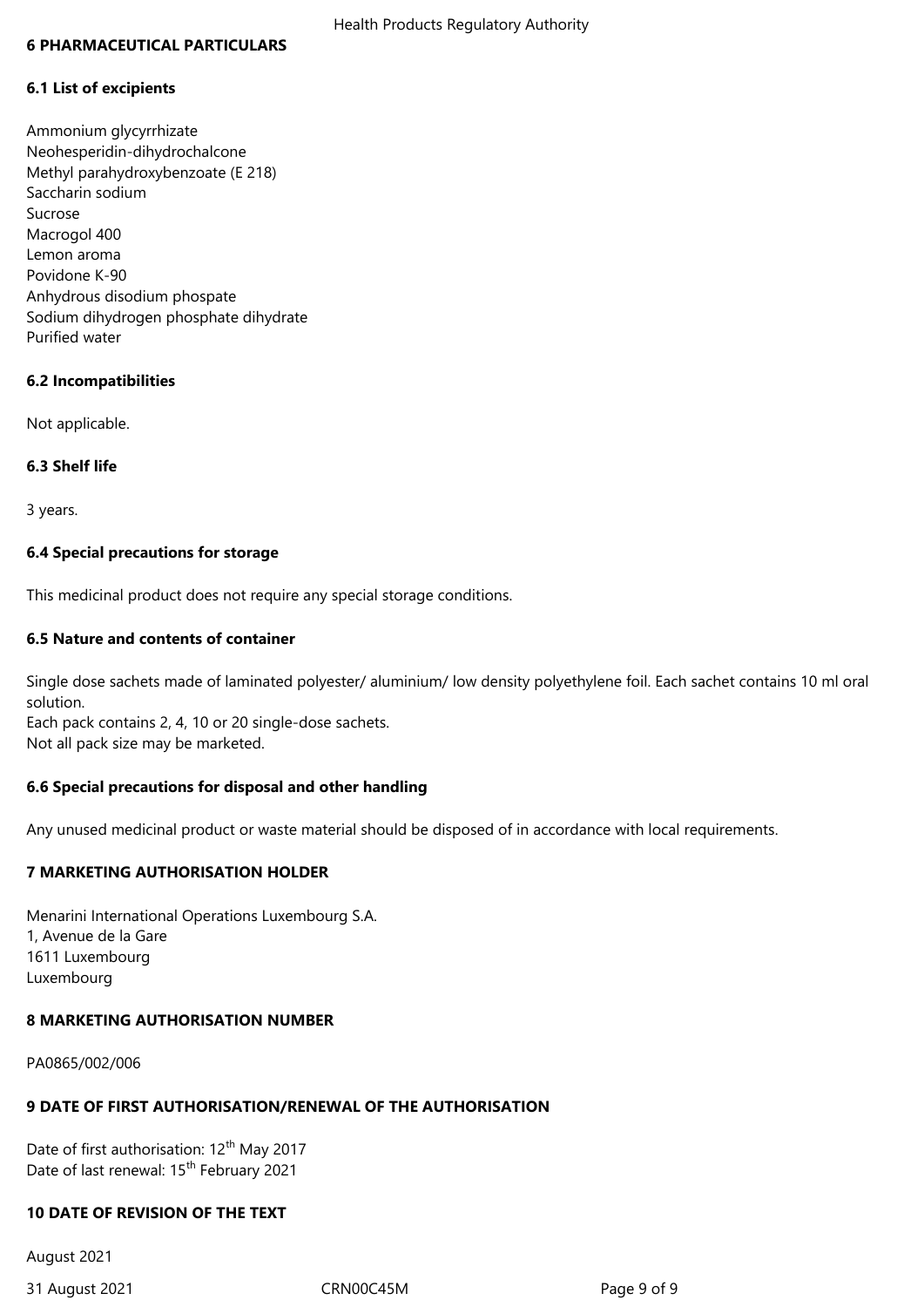## 6 PHARMACEUTICAL PARTICULARS

### 6.1 List of excipients

Ammonium glycyrrhizate
Neohesperidin-dihydrochalcone
Methyl parahydroxybenzoate (E 218)
Saccharin sodium
Sucrose
Macrogol 400
Lemon aroma
Povidone K-90
Anhydrous disodium phospate
Sodium dihydrogen phosphate dihydrate
Purified water

### 6.2 Incompatibilities

Not applicable.

### 6.3 Shelf life

3 years.

### 6.4 Special precautions for storage

This medicinal product does not require any special storage conditions.

### 6.5 Nature and contents of container

Single dose sachets made of laminated polyester/ aluminium/ low density polyethylene foil. Each sachet contains 10 ml oral solution.
Each pack contains 2, 4, 10 or 20 single-dose sachets.
Not all pack size may be marketed.

### 6.6 Special precautions for disposal and other handling

Any unused medicinal product or waste material should be disposed of in accordance with local requirements.

## 7 MARKETING AUTHORISATION HOLDER

Menarini International Operations Luxembourg S.A.
1, Avenue de la Gare
1611 Luxembourg
Luxembourg

## 8 MARKETING AUTHORISATION NUMBER

PA0865/002/006

## 9 DATE OF FIRST AUTHORISATION/RENEWAL OF THE AUTHORISATION

Date of first authorisation: 12th May 2017
Date of last renewal: 15th February 2021

## 10 DATE OF REVISION OF THE TEXT

August 2021